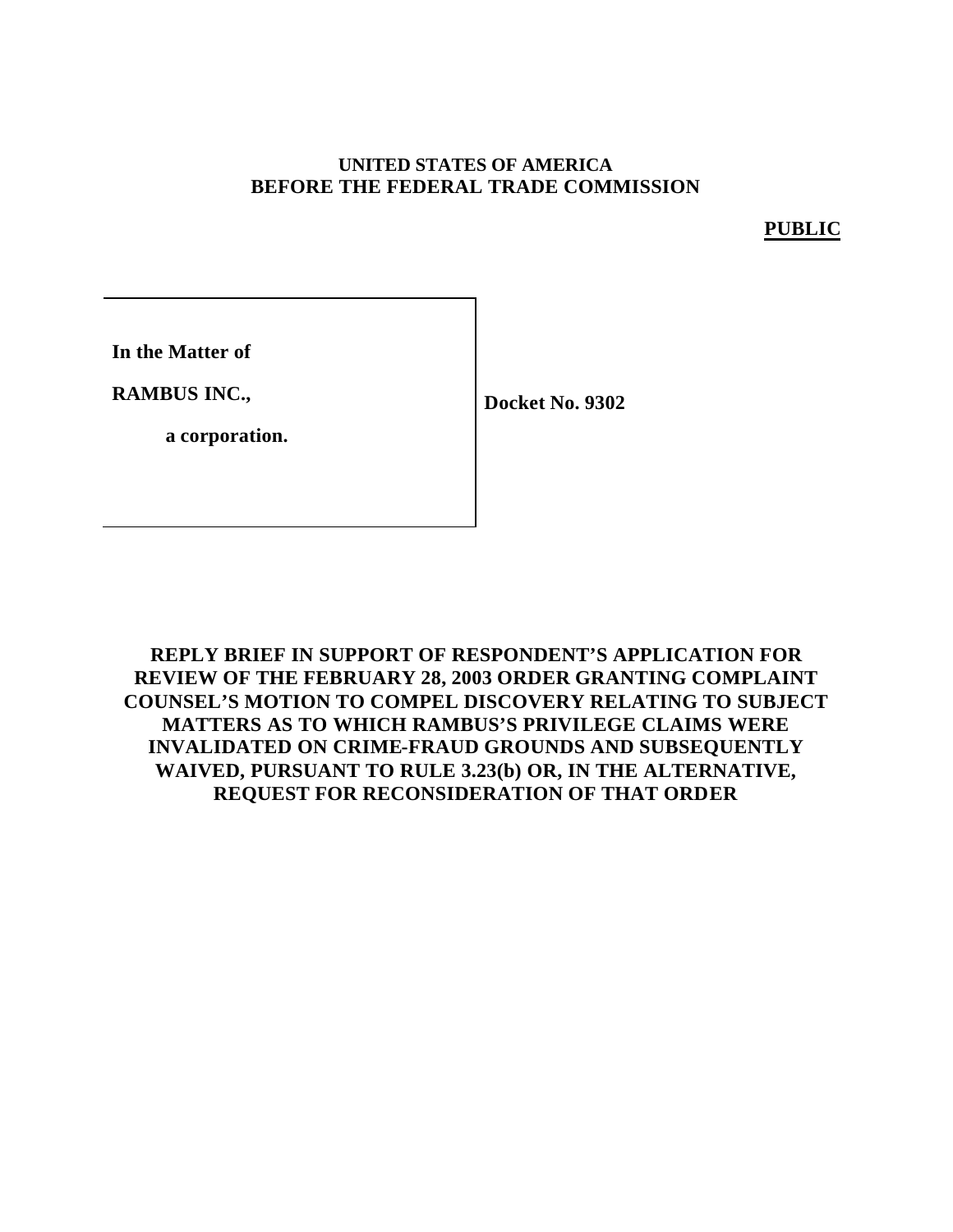**UNITED STATES OF AMERICA**
**BEFORE THE FEDERAL TRADE COMMISSION**

**PUBLIC**

| | |
|---|---|
| **In the Matter of**<br><br>**RAMBUS INC.,**<br><br>**a corporation.** | **Docket No. 9302** |

**REPLY BRIEF IN SUPPORT OF RESPONDENT'S APPLICATION FOR REVIEW OF THE FEBRUARY 28, 2003 ORDER GRANTING COMPLAINT COUNSEL'S MOTION TO COMPEL DISCOVERY RELATING TO SUBJECT MATTERS AS TO WHICH RAMBUS'S PRIVILEGE CLAIMS WERE INVALIDATED ON CRIME-FRAUD GROUNDS AND SUBSEQUENTLY WAIVED, PURSUANT TO RULE 3.23(b) OR, IN THE ALTERNATIVE, REQUEST FOR RECONSIDERATION OF THAT ORDER**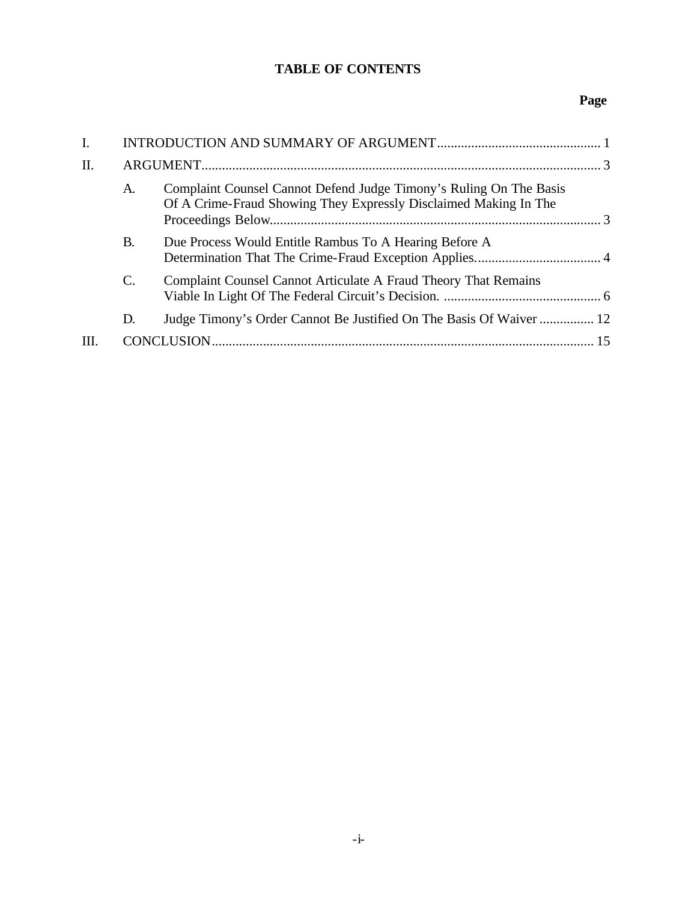# TABLE OF CONTENTS

| | | Page |
|---|---|---|
| I. | INTRODUCTION AND SUMMARY OF ARGUMENT | 1 |
| II. | ARGUMENT | 3 |
| | A. Complaint Counsel Cannot Defend Judge Timony's Ruling On The Basis Of A Crime-Fraud Showing They Expressly Disclaimed Making In The Proceedings Below | 3 |
| | B. Due Process Would Entitle Rambus To A Hearing Before A Determination That The Crime-Fraud Exception Applies | 4 |
| | C. Complaint Counsel Cannot Articulate A Fraud Theory That Remains Viable In Light Of The Federal Circuit's Decision. | 6 |
| | D. Judge Timony's Order Cannot Be Justified On The Basis Of Waiver | 12 |
| III. | CONCLUSION | 15 |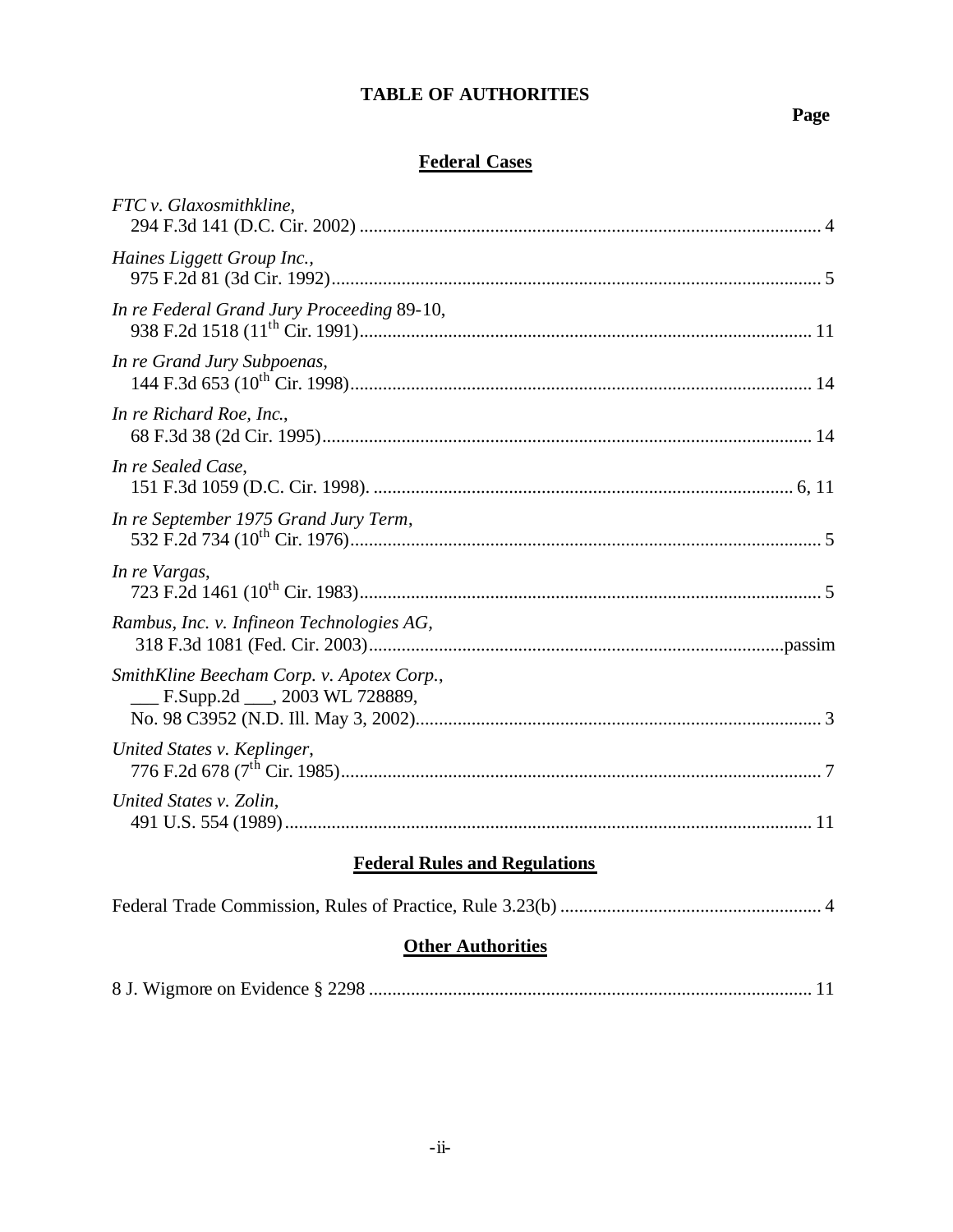# TABLE OF AUTHORITIES

**Page**

## Federal Cases

*FTC v. Glaxosmithkline*,
294 F.3d 141 (D.C. Cir. 2002) .................................................................................................. 4

*Haines Liggett Group Inc.*,
975 F.2d 81 (3d Cir. 1992)........................................................................................................ 5

*In re Federal Grand Jury Proceeding* 89-10,
938 F.2d 1518 (11th Cir. 1991)................................................................................................ 11

*In re Grand Jury Subpoenas*,
144 F.3d 653 (10th Cir. 1998).................................................................................................. 14

*In re Richard Roe, Inc.*,
68 F.3d 38 (2d Cir. 1995)......................................................................................................... 14

*In re Sealed Case*,
151 F.3d 1059 (D.C. Cir. 1998). ........................................................................................ 6, 11

*In re September 1975 Grand Jury Term*,
532 F.2d 734 (10th Cir. 1976).................................................................................................... 5

*In re Vargas*,
723 F.2d 1461 (10th Cir. 1983).................................................................................................. 5

*Rambus, Inc. v. Infineon Technologies AG*,
318 F.3d 1081 (Fed. Cir. 2003).........................................................................................passim

*SmithKline Beecham Corp. v. Apotex Corp.*,
___ F.Supp.2d ___, 2003 WL 728889,
No. 98 C3952 (N.D. Ill. May 3, 2002)...................................................................................... 3

*United States v. Keplinger*,
776 F.2d 678 (7th Cir. 1985)...................................................................................................... 7

*United States v. Zolin*,
491 U.S. 554 (1989)................................................................................................................ 11

## Federal Rules and Regulations

Federal Trade Commission, Rules of Practice, Rule 3.23(b) ....................................................... 4

## Other Authorities

8 J. Wigmore on Evidence § 2298 .............................................................................................. 11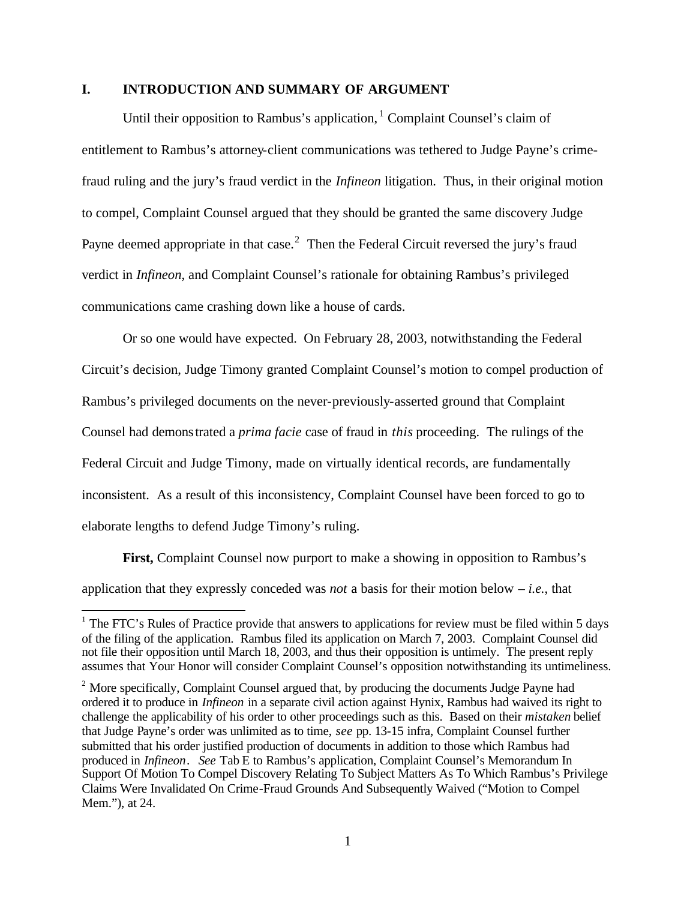## I. INTRODUCTION AND SUMMARY OF ARGUMENT

Until their opposition to Rambus's application,[1] Complaint Counsel's claim of entitlement to Rambus's attorney-client communications was tethered to Judge Payne's crime-fraud ruling and the jury's fraud verdict in the *Infineon* litigation. Thus, in their original motion to compel, Complaint Counsel argued that they should be granted the same discovery Judge Payne deemed appropriate in that case.[2] Then the Federal Circuit reversed the jury's fraud verdict in *Infineon*, and Complaint Counsel's rationale for obtaining Rambus's privileged communications came crashing down like a house of cards.

Or so one would have expected. On February 28, 2003, notwithstanding the Federal Circuit's decision, Judge Timony granted Complaint Counsel's motion to compel production of Rambus's privileged documents on the never-previously-asserted ground that Complaint Counsel had demonstrated a *prima facie* case of fraud in *this* proceeding. The rulings of the Federal Circuit and Judge Timony, made on virtually identical records, are fundamentally inconsistent. As a result of this inconsistency, Complaint Counsel have been forced to go to elaborate lengths to defend Judge Timony's ruling.

**First,** Complaint Counsel now purport to make a showing in opposition to Rambus's application that they expressly conceded was *not* a basis for their motion below – *i.e.,* that

[1] The FTC's Rules of Practice provide that answers to applications for review must be filed within 5 days of the filing of the application. Rambus filed its application on March 7, 2003. Complaint Counsel did not file their opposition until March 18, 2003, and thus their opposition is untimely. The present reply assumes that Your Honor will consider Complaint Counsel's opposition notwithstanding its untimeliness.

[2] More specifically, Complaint Counsel argued that, by producing the documents Judge Payne had ordered it to produce in *Infineon* in a separate civil action against Hynix, Rambus had waived its right to challenge the applicability of his order to other proceedings such as this. Based on their *mistaken* belief that Judge Payne's order was unlimited as to time, *see* pp. 13-15 infra, Complaint Counsel further submitted that his order justified production of documents in addition to those which Rambus had produced in *Infineon*. *See* Tab E to Rambus's application, Complaint Counsel's Memorandum In Support Of Motion To Compel Discovery Relating To Subject Matters As To Which Rambus's Privilege Claims Were Invalidated On Crime-Fraud Grounds And Subsequently Waived ("Motion to Compel Mem."), at 24.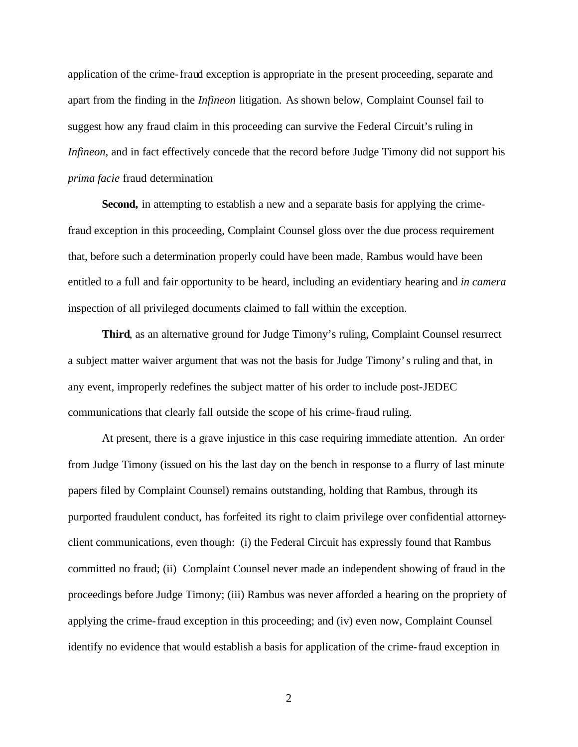application of the crime-fraud exception is appropriate in the present proceeding, separate and apart from the finding in the *Infineon* litigation. As shown below, Complaint Counsel fail to suggest how any fraud claim in this proceeding can survive the Federal Circuit's ruling in *Infineon*, and in fact effectively concede that the record before Judge Timony did not support his *prima facie* fraud determination

**Second,** in attempting to establish a new and a separate basis for applying the crime-fraud exception in this proceeding, Complaint Counsel gloss over the due process requirement that, before such a determination properly could have been made, Rambus would have been entitled to a full and fair opportunity to be heard, including an evidentiary hearing and *in camera* inspection of all privileged documents claimed to fall within the exception.

**Third**, as an alternative ground for Judge Timony's ruling, Complaint Counsel resurrect a subject matter waiver argument that was not the basis for Judge Timony's ruling and that, in any event, improperly redefines the subject matter of his order to include post-JEDEC communications that clearly fall outside the scope of his crime-fraud ruling.

At present, there is a grave injustice in this case requiring immediate attention. An order from Judge Timony (issued on his the last day on the bench in response to a flurry of last minute papers filed by Complaint Counsel) remains outstanding, holding that Rambus, through its purported fraudulent conduct, has forfeited its right to claim privilege over confidential attorney-client communications, even though: (i) the Federal Circuit has expressly found that Rambus committed no fraud; (ii) Complaint Counsel never made an independent showing of fraud in the proceedings before Judge Timony; (iii) Rambus was never afforded a hearing on the propriety of applying the crime-fraud exception in this proceeding; and (iv) even now, Complaint Counsel identify no evidence that would establish a basis for application of the crime-fraud exception in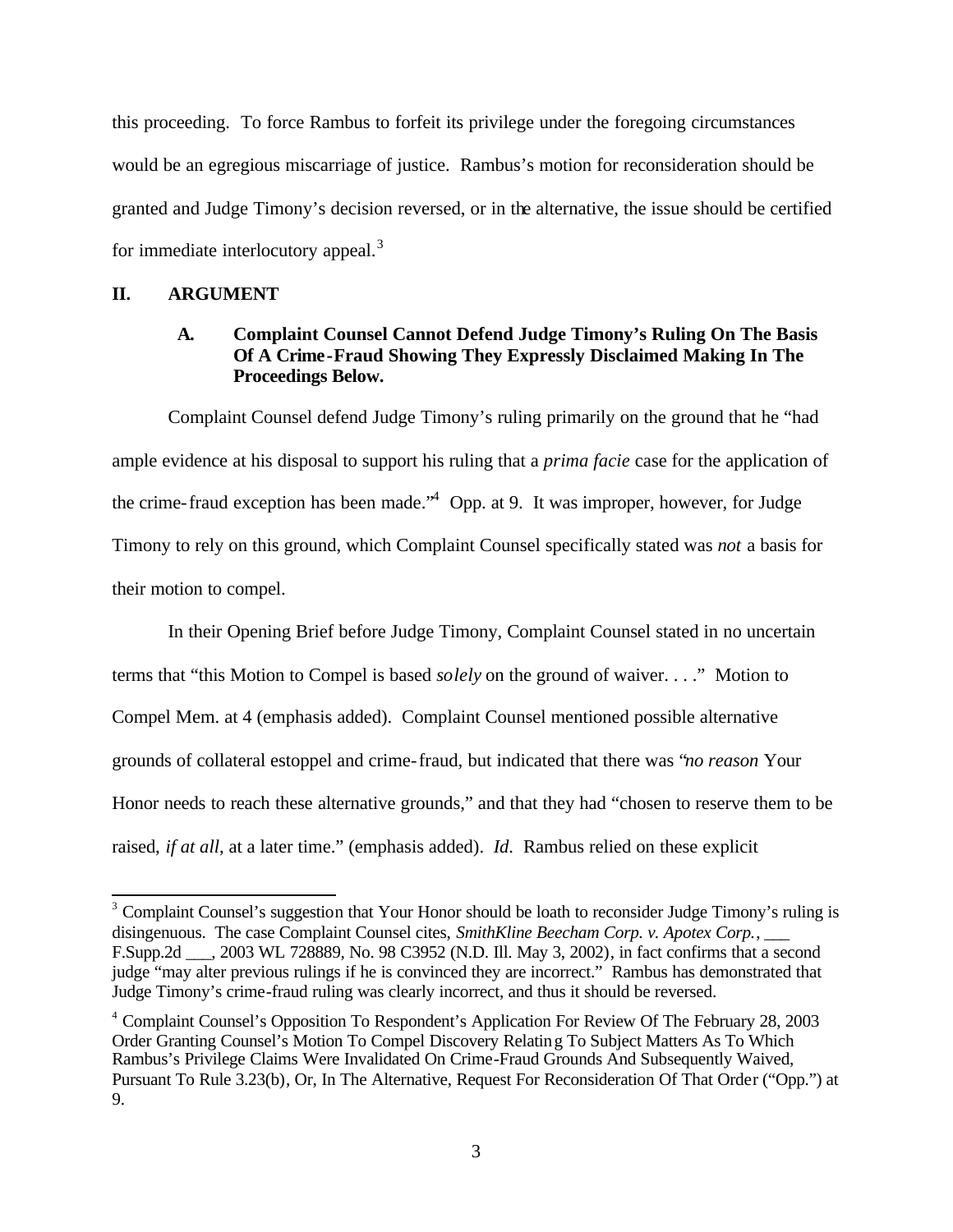this proceeding. To force Rambus to forfeit its privilege under the foregoing circumstances would be an egregious miscarriage of justice. Rambus's motion for reconsideration should be granted and Judge Timony's decision reversed, or in the alternative, the issue should be certified for immediate interlocutory appeal.[3]

## II. ARGUMENT

### A. Complaint Counsel Cannot Defend Judge Timony's Ruling On The Basis Of A Crime-Fraud Showing They Expressly Disclaimed Making In The Proceedings Below.

Complaint Counsel defend Judge Timony's ruling primarily on the ground that he "had ample evidence at his disposal to support his ruling that a *prima facie* case for the application of the crime-fraud exception has been made."[4] Opp. at 9. It was improper, however, for Judge Timony to rely on this ground, which Complaint Counsel specifically stated was *not* a basis for their motion to compel.

In their Opening Brief before Judge Timony, Complaint Counsel stated in no uncertain terms that "this Motion to Compel is based *solely* on the ground of waiver. . . ." Motion to Compel Mem. at 4 (emphasis added). Complaint Counsel mentioned possible alternative grounds of collateral estoppel and crime-fraud, but indicated that there was "*no reason* Your Honor needs to reach these alternative grounds," and that they had "chosen to reserve them to be raised, *if at all*, at a later time." (emphasis added). *Id.* Rambus relied on these explicit

---

[3] Complaint Counsel's suggestion that Your Honor should be loath to reconsider Judge Timony's ruling is disingenuous. The case Complaint Counsel cites, *SmithKline Beecham Corp. v. Apotex Corp.*, ___ F.Supp.2d ___, 2003 WL 728889, No. 98 C3952 (N.D. Ill. May 3, 2002), in fact confirms that a second judge "may alter previous rulings if he is convinced they are incorrect." Rambus has demonstrated that Judge Timony's crime-fraud ruling was clearly incorrect, and thus it should be reversed.

[4] Complaint Counsel's Opposition To Respondent's Application For Review Of The February 28, 2003 Order Granting Counsel's Motion To Compel Discovery Relating To Subject Matters As To Which Rambus's Privilege Claims Were Invalidated On Crime-Fraud Grounds And Subsequently Waived, Pursuant To Rule 3.23(b), Or, In The Alternative, Request For Reconsideration Of That Order ("Opp.") at 9.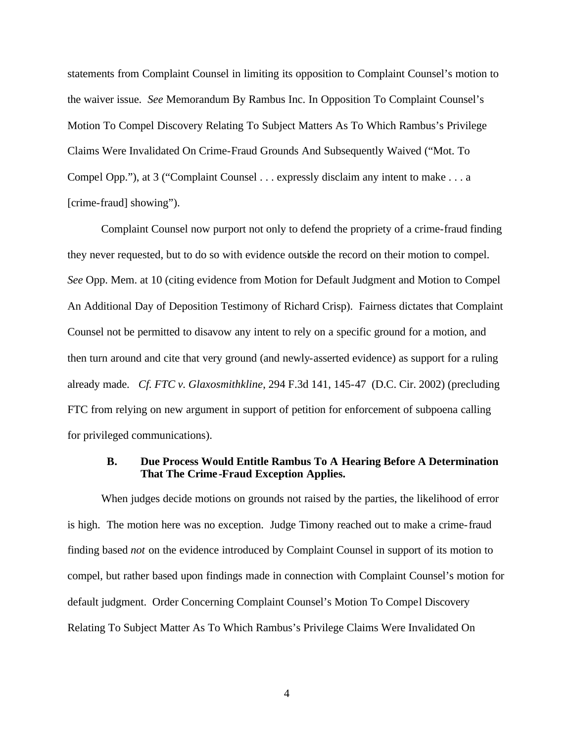statements from Complaint Counsel in limiting its opposition to Complaint Counsel's motion to the waiver issue. *See* Memorandum By Rambus Inc. In Opposition To Complaint Counsel's Motion To Compel Discovery Relating To Subject Matters As To Which Rambus's Privilege Claims Were Invalidated On Crime-Fraud Grounds And Subsequently Waived ("Mot. To Compel Opp."), at 3 ("Complaint Counsel . . . expressly disclaim any intent to make . . . a [crime-fraud] showing").

Complaint Counsel now purport not only to defend the propriety of a crime-fraud finding they never requested, but to do so with evidence outside the record on their motion to compel. *See* Opp. Mem. at 10 (citing evidence from Motion for Default Judgment and Motion to Compel An Additional Day of Deposition Testimony of Richard Crisp). Fairness dictates that Complaint Counsel not be permitted to disavow any intent to rely on a specific ground for a motion, and then turn around and cite that very ground (and newly-asserted evidence) as support for a ruling already made. *Cf. FTC v. Glaxosmithkline*, 294 F.3d 141, 145-47 (D.C. Cir. 2002) (precluding FTC from relying on new argument in support of petition for enforcement of subpoena calling for privileged communications).

### B. Due Process Would Entitle Rambus To A Hearing Before A Determination That The Crime-Fraud Exception Applies.

When judges decide motions on grounds not raised by the parties, the likelihood of error is high. The motion here was no exception. Judge Timony reached out to make a crime-fraud finding based *not* on the evidence introduced by Complaint Counsel in support of its motion to compel, but rather based upon findings made in connection with Complaint Counsel's motion for default judgment. Order Concerning Complaint Counsel's Motion To Compel Discovery Relating To Subject Matter As To Which Rambus's Privilege Claims Were Invalidated On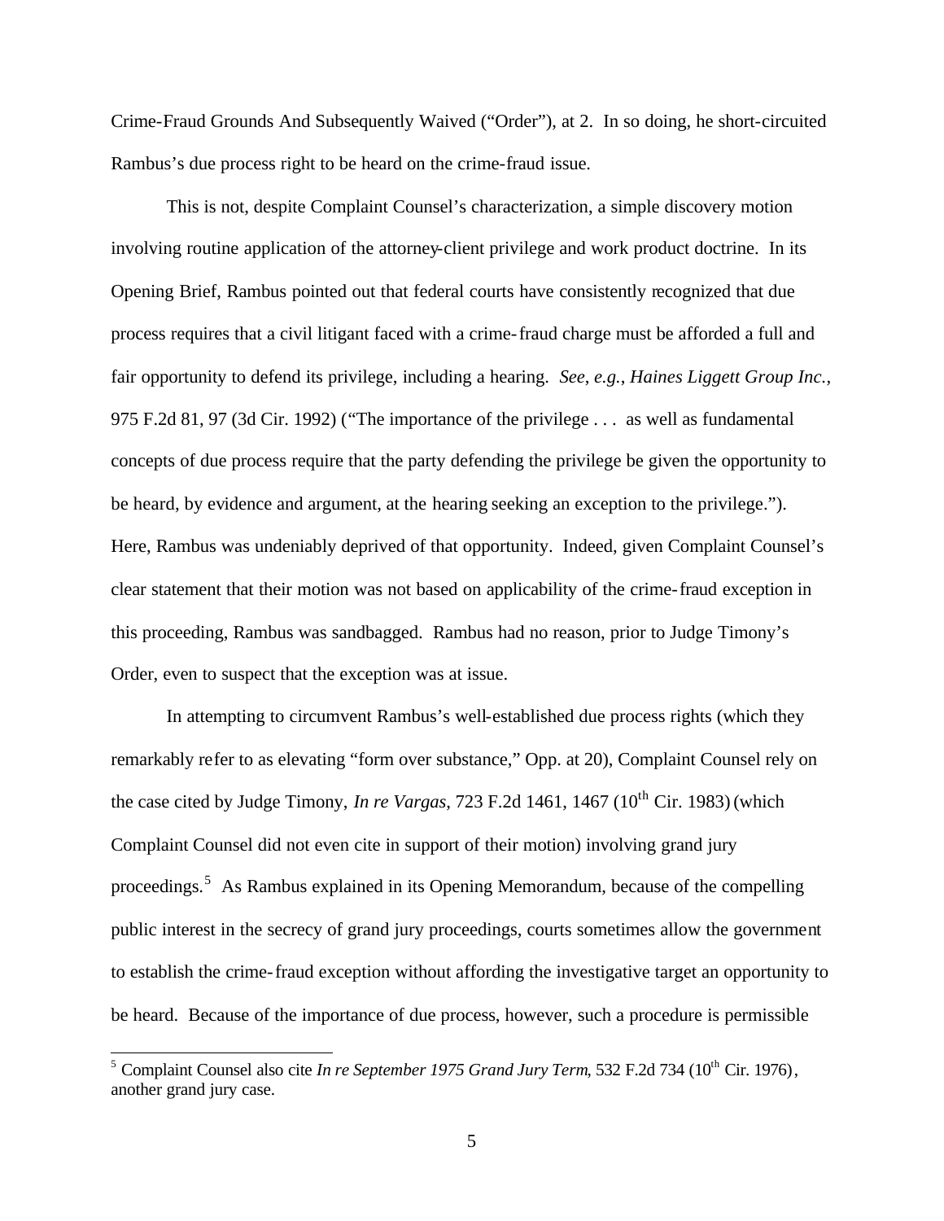Crime-Fraud Grounds And Subsequently Waived ("Order"), at 2. In so doing, he short-circuited Rambus's due process right to be heard on the crime-fraud issue.

This is not, despite Complaint Counsel's characterization, a simple discovery motion involving routine application of the attorney-client privilege and work product doctrine. In its Opening Brief, Rambus pointed out that federal courts have consistently recognized that due process requires that a civil litigant faced with a crime-fraud charge must be afforded a full and fair opportunity to defend its privilege, including a hearing. *See*, *e.g.*, *Haines Liggett Group Inc.*, 975 F.2d 81, 97 (3d Cir. 1992) ("The importance of the privilege . . . as well as fundamental concepts of due process require that the party defending the privilege be given the opportunity to be heard, by evidence and argument, at the hearing seeking an exception to the privilege."). Here, Rambus was undeniably deprived of that opportunity. Indeed, given Complaint Counsel's clear statement that their motion was not based on applicability of the crime-fraud exception in this proceeding, Rambus was sandbagged. Rambus had no reason, prior to Judge Timony's Order, even to suspect that the exception was at issue.

In attempting to circumvent Rambus's well-established due process rights (which they remarkably refer to as elevating "form over substance," Opp. at 20), Complaint Counsel rely on the case cited by Judge Timony, *In re Vargas*, 723 F.2d 1461, 1467 (10th Cir. 1983) (which Complaint Counsel did not even cite in support of their motion) involving grand jury proceedings.[5] As Rambus explained in its Opening Memorandum, because of the compelling public interest in the secrecy of grand jury proceedings, courts sometimes allow the government to establish the crime-fraud exception without affording the investigative target an opportunity to be heard. Because of the importance of due process, however, such a procedure is permissible

[5] Complaint Counsel also cite *In re September 1975 Grand Jury Term*, 532 F.2d 734 (10th Cir. 1976), another grand jury case.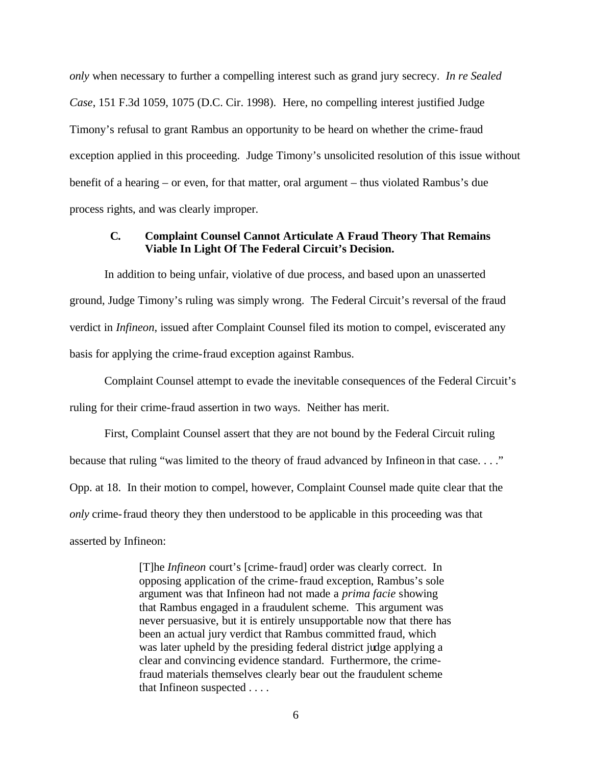*only* when necessary to further a compelling interest such as grand jury secrecy. *In re Sealed Case*, 151 F.3d 1059, 1075 (D.C. Cir. 1998). Here, no compelling interest justified Judge Timony's refusal to grant Rambus an opportunity to be heard on whether the crime-fraud exception applied in this proceeding. Judge Timony's unsolicited resolution of this issue without benefit of a hearing – or even, for that matter, oral argument – thus violated Rambus's due process rights, and was clearly improper.

### C. Complaint Counsel Cannot Articulate A Fraud Theory That Remains Viable In Light Of The Federal Circuit's Decision.

In addition to being unfair, violative of due process, and based upon an unasserted ground, Judge Timony's ruling was simply wrong. The Federal Circuit's reversal of the fraud verdict in *Infineon*, issued after Complaint Counsel filed its motion to compel, eviscerated any basis for applying the crime-fraud exception against Rambus.

Complaint Counsel attempt to evade the inevitable consequences of the Federal Circuit's ruling for their crime-fraud assertion in two ways. Neither has merit.

First, Complaint Counsel assert that they are not bound by the Federal Circuit ruling because that ruling "was limited to the theory of fraud advanced by Infineon in that case. . . ." Opp. at 18. In their motion to compel, however, Complaint Counsel made quite clear that the *only* crime-fraud theory they then understood to be applicable in this proceeding was that asserted by Infineon:

> [T]he *Infineon* court's [crime-fraud] order was clearly correct. In opposing application of the crime-fraud exception, Rambus's sole argument was that Infineon had not made a *prima facie* showing that Rambus engaged in a fraudulent scheme. This argument was never persuasive, but it is entirely unsupportable now that there has been an actual jury verdict that Rambus committed fraud, which was later upheld by the presiding federal district judge applying a clear and convincing evidence standard. Furthermore, the crime-fraud materials themselves clearly bear out the fraudulent scheme that Infineon suspected . . . .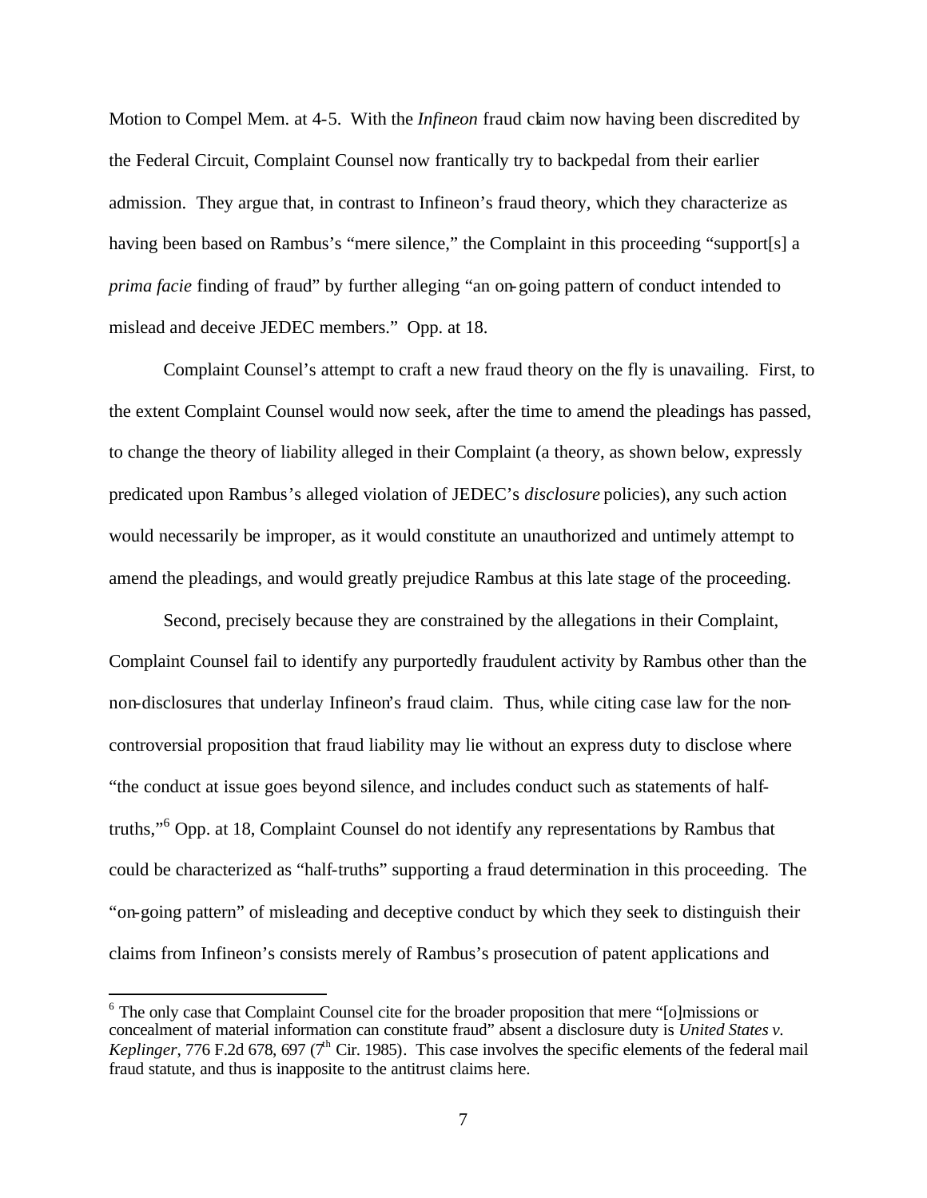Motion to Compel Mem. at 4-5. With the *Infineon* fraud claim now having been discredited by the Federal Circuit, Complaint Counsel now frantically try to backpedal from their earlier admission. They argue that, in contrast to Infineon's fraud theory, which they characterize as having been based on Rambus's "mere silence," the Complaint in this proceeding "support[s] a *prima facie* finding of fraud" by further alleging "an on-going pattern of conduct intended to mislead and deceive JEDEC members." Opp. at 18.

Complaint Counsel's attempt to craft a new fraud theory on the fly is unavailing. First, to the extent Complaint Counsel would now seek, after the time to amend the pleadings has passed, to change the theory of liability alleged in their Complaint (a theory, as shown below, expressly predicated upon Rambus's alleged violation of JEDEC's *disclosure* policies), any such action would necessarily be improper, as it would constitute an unauthorized and untimely attempt to amend the pleadings, and would greatly prejudice Rambus at this late stage of the proceeding.

Second, precisely because they are constrained by the allegations in their Complaint, Complaint Counsel fail to identify any purportedly fraudulent activity by Rambus other than the non-disclosures that underlay Infineon's fraud claim. Thus, while citing case law for the non-controversial proposition that fraud liability may lie without an express duty to disclose where "the conduct at issue goes beyond silence, and includes conduct such as statements of half-truths,"[6] Opp. at 18, Complaint Counsel do not identify any representations by Rambus that could be characterized as "half-truths" supporting a fraud determination in this proceeding. The "on-going pattern" of misleading and deceptive conduct by which they seek to distinguish their claims from Infineon's consists merely of Rambus's prosecution of patent applications and

---

[6] The only case that Complaint Counsel cite for the broader proposition that mere "[o]missions or concealment of material information can constitute fraud" absent a disclosure duty is *United States v. Keplinger*, 776 F.2d 678, 697 (7th Cir. 1985). This case involves the specific elements of the federal mail fraud statute, and thus is inapposite to the antitrust claims here.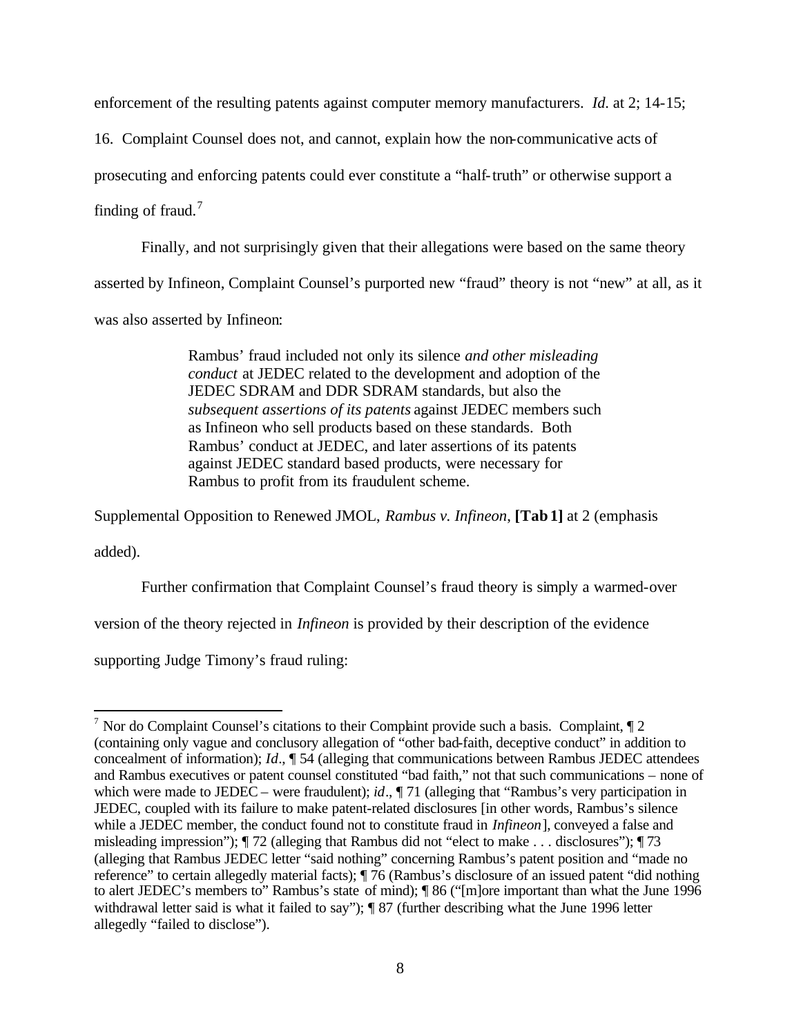enforcement of the resulting patents against computer memory manufacturers. *Id.* at 2; 14-15; 16. Complaint Counsel does not, and cannot, explain how the non-communicative acts of prosecuting and enforcing patents could ever constitute a "half-truth" or otherwise support a finding of fraud.[7]

Finally, and not surprisingly given that their allegations were based on the same theory asserted by Infineon, Complaint Counsel's purported new "fraud" theory is not "new" at all, as it was also asserted by Infineon:

> Rambus' fraud included not only its silence *and other misleading conduct* at JEDEC related to the development and adoption of the JEDEC SDRAM and DDR SDRAM standards, but also the *subsequent assertions of its patents* against JEDEC members such as Infineon who sell products based on these standards. Both Rambus' conduct at JEDEC, and later assertions of its patents against JEDEC standard based products, were necessary for Rambus to profit from its fraudulent scheme.

Supplemental Opposition to Renewed JMOL, *Rambus v. Infineon*, **[Tab 1]** at 2 (emphasis added).

Further confirmation that Complaint Counsel's fraud theory is simply a warmed-over version of the theory rejected in *Infineon* is provided by their description of the evidence supporting Judge Timony's fraud ruling:

[7] Nor do Complaint Counsel's citations to their Complaint provide such a basis. Complaint, ¶ 2 (containing only vague and conclusory allegation of "other bad-faith, deceptive conduct" in addition to concealment of information); *Id*., ¶ 54 (alleging that communications between Rambus JEDEC attendees and Rambus executives or patent counsel constituted "bad faith," not that such communications – none of which were made to JEDEC – were fraudulent); *id*., ¶ 71 (alleging that "Rambus's very participation in JEDEC, coupled with its failure to make patent-related disclosures [in other words, Rambus's silence while a JEDEC member, the conduct found not to constitute fraud in *Infineon*], conveyed a false and misleading impression"); ¶ 72 (alleging that Rambus did not "elect to make . . . disclosures"); ¶ 73 (alleging that Rambus JEDEC letter "said nothing" concerning Rambus's patent position and "made no reference" to certain allegedly material facts); ¶ 76 (Rambus's disclosure of an issued patent "did nothing to alert JEDEC's members to" Rambus's state of mind); ¶ 86 ("[m]ore important than what the June 1996 withdrawal letter said is what it failed to say"); ¶ 87 (further describing what the June 1996 letter allegedly "failed to disclose").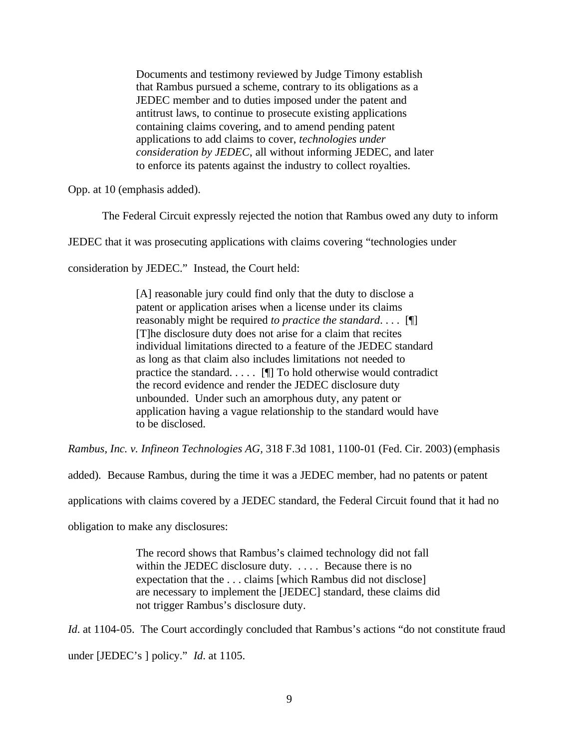> Documents and testimony reviewed by Judge Timony establish that Rambus pursued a scheme, contrary to its obligations as a JEDEC member and to duties imposed under the patent and antitrust laws, to continue to prosecute existing applications containing claims covering, and to amend pending patent applications to add claims to cover, *technologies under consideration by JEDEC*, all without informing JEDEC, and later to enforce its patents against the industry to collect royalties.

Opp. at 10 (emphasis added).

The Federal Circuit expressly rejected the notion that Rambus owed any duty to inform JEDEC that it was prosecuting applications with claims covering "technologies under consideration by JEDEC." Instead, the Court held:

> [A] reasonable jury could find only that the duty to disclose a patent or application arises when a license under its claims reasonably might be required *to practice the standard*. . . . [¶] [T]he disclosure duty does not arise for a claim that recites individual limitations directed to a feature of the JEDEC standard as long as that claim also includes limitations not needed to practice the standard. . . . . [¶] To hold otherwise would contradict the record evidence and render the JEDEC disclosure duty unbounded. Under such an amorphous duty, any patent or application having a vague relationship to the standard would have to be disclosed.

*Rambus, Inc. v. Infineon Technologies AG*, 318 F.3d 1081, 1100-01 (Fed. Cir. 2003) (emphasis added). Because Rambus, during the time it was a JEDEC member, had no patents or patent applications with claims covered by a JEDEC standard, the Federal Circuit found that it had no obligation to make any disclosures:

> The record shows that Rambus's claimed technology did not fall within the JEDEC disclosure duty. . . . . Because there is no expectation that the . . . claims [which Rambus did not disclose] are necessary to implement the [JEDEC] standard, these claims did not trigger Rambus's disclosure duty.

*Id*. at 1104-05. The Court accordingly concluded that Rambus's actions "do not constitute fraud under [JEDEC's ] policy." *Id*. at 1105.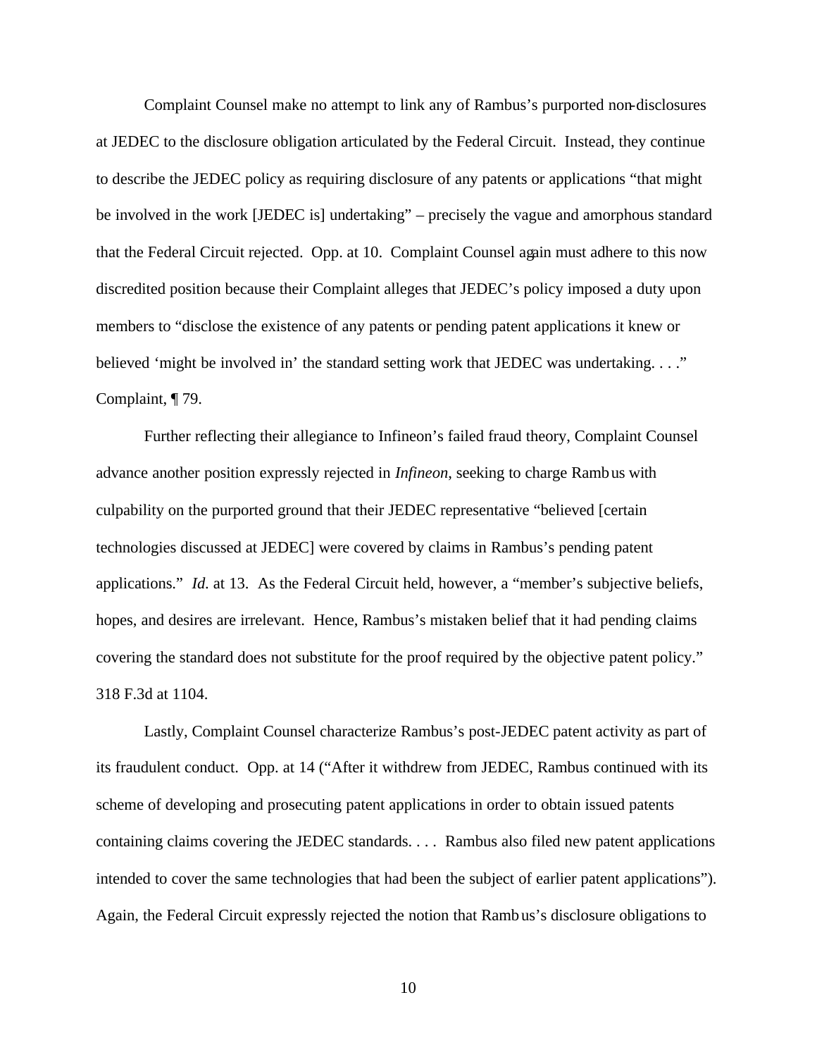Complaint Counsel make no attempt to link any of Rambus's purported non-disclosures at JEDEC to the disclosure obligation articulated by the Federal Circuit. Instead, they continue to describe the JEDEC policy as requiring disclosure of any patents or applications "that might be involved in the work [JEDEC is] undertaking" – precisely the vague and amorphous standard that the Federal Circuit rejected. Opp. at 10. Complaint Counsel again must adhere to this now discredited position because their Complaint alleges that JEDEC's policy imposed a duty upon members to "disclose the existence of any patents or pending patent applications it knew or believed 'might be involved in' the standard setting work that JEDEC was undertaking. . . ." Complaint, ¶ 79.

Further reflecting their allegiance to Infineon's failed fraud theory, Complaint Counsel advance another position expressly rejected in *Infineon*, seeking to charge Rambus with culpability on the purported ground that their JEDEC representative "believed [certain technologies discussed at JEDEC] were covered by claims in Rambus's pending patent applications." *Id.* at 13. As the Federal Circuit held, however, a "member's subjective beliefs, hopes, and desires are irrelevant. Hence, Rambus's mistaken belief that it had pending claims covering the standard does not substitute for the proof required by the objective patent policy." 318 F.3d at 1104.

Lastly, Complaint Counsel characterize Rambus's post-JEDEC patent activity as part of its fraudulent conduct. Opp. at 14 ("After it withdrew from JEDEC, Rambus continued with its scheme of developing and prosecuting patent applications in order to obtain issued patents containing claims covering the JEDEC standards. . . . Rambus also filed new patent applications intended to cover the same technologies that had been the subject of earlier patent applications"). Again, the Federal Circuit expressly rejected the notion that Rambus's disclosure obligations to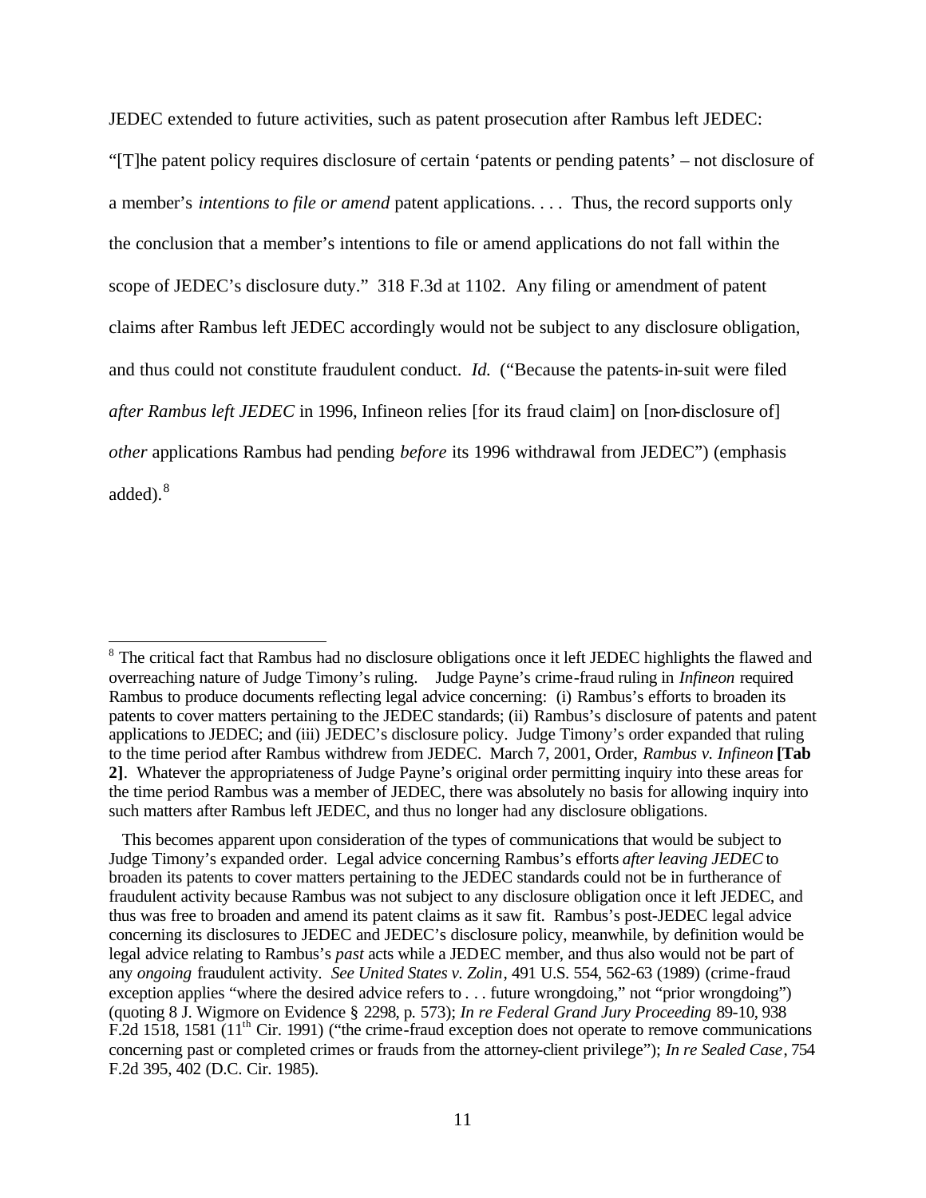JEDEC extended to future activities, such as patent prosecution after Rambus left JEDEC: "[T]he patent policy requires disclosure of certain 'patents or pending patents' – not disclosure of a member's *intentions to file or amend* patent applications. . . . Thus, the record supports only the conclusion that a member's intentions to file or amend applications do not fall within the scope of JEDEC's disclosure duty." 318 F.3d at 1102. Any filing or amendment of patent claims after Rambus left JEDEC accordingly would not be subject to any disclosure obligation, and thus could not constitute fraudulent conduct. *Id.* ("Because the patents-in-suit were filed *after Rambus left JEDEC* in 1996, Infineon relies [for its fraud claim] on [non-disclosure of] *other* applications Rambus had pending *before* its 1996 withdrawal from JEDEC") (emphasis added).[8]

---

[8] The critical fact that Rambus had no disclosure obligations once it left JEDEC highlights the flawed and overreaching nature of Judge Timony's ruling. Judge Payne's crime-fraud ruling in *Infineon* required Rambus to produce documents reflecting legal advice concerning: (i) Rambus's efforts to broaden its patents to cover matters pertaining to the JEDEC standards; (ii) Rambus's disclosure of patents and patent applications to JEDEC; and (iii) JEDEC's disclosure policy. Judge Timony's order expanded that ruling to the time period after Rambus withdrew from JEDEC. March 7, 2001, Order, *Rambus v. Infineon* **[Tab 2]**. Whatever the appropriateness of Judge Payne's original order permitting inquiry into these areas for the time period Rambus was a member of JEDEC, there was absolutely no basis for allowing inquiry into such matters after Rambus left JEDEC, and thus no longer had any disclosure obligations.

This becomes apparent upon consideration of the types of communications that would be subject to Judge Timony's expanded order. Legal advice concerning Rambus's efforts *after leaving JEDEC* to broaden its patents to cover matters pertaining to the JEDEC standards could not be in furtherance of fraudulent activity because Rambus was not subject to any disclosure obligation once it left JEDEC, and thus was free to broaden and amend its patent claims as it saw fit. Rambus's post-JEDEC legal advice concerning its disclosures to JEDEC and JEDEC's disclosure policy, meanwhile, by definition would be legal advice relating to Rambus's *past* acts while a JEDEC member, and thus also would not be part of any *ongoing* fraudulent activity. *See United States v. Zolin*, 491 U.S. 554, 562-63 (1989) (crime-fraud exception applies "where the desired advice refers to . . . future wrongdoing," not "prior wrongdoing") (quoting 8 J. Wigmore on Evidence § 2298, p. 573); *In re Federal Grand Jury Proceeding* 89-10, 938 F.2d 1518, 1581 (11th Cir. 1991) ("the crime-fraud exception does not operate to remove communications concerning past or completed crimes or frauds from the attorney-client privilege"); *In re Sealed Case*, 754 F.2d 395, 402 (D.C. Cir. 1985).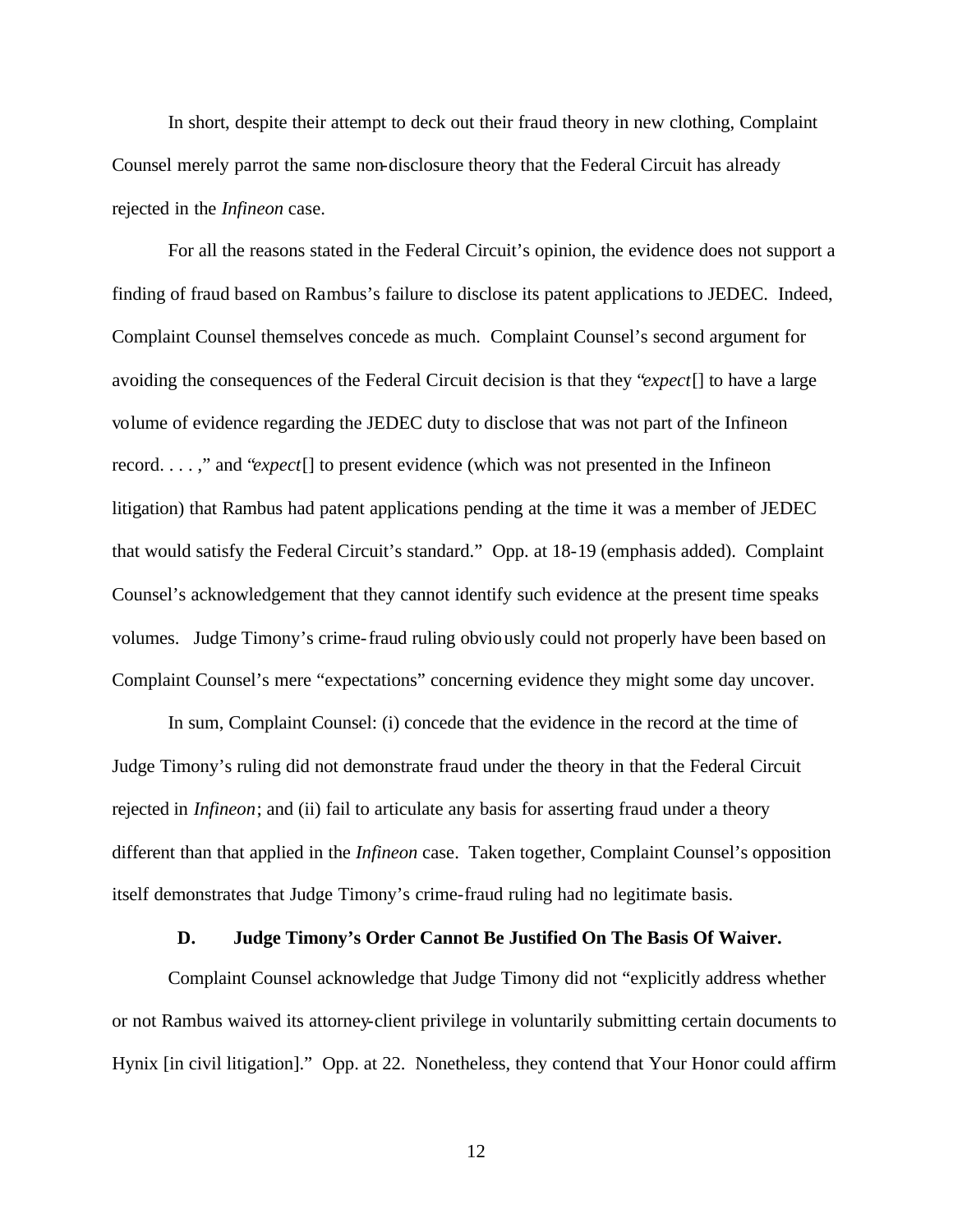In short, despite their attempt to deck out their fraud theory in new clothing, Complaint Counsel merely parrot the same non-disclosure theory that the Federal Circuit has already rejected in the *Infineon* case.

For all the reasons stated in the Federal Circuit's opinion, the evidence does not support a finding of fraud based on Rambus's failure to disclose its patent applications to JEDEC. Indeed, Complaint Counsel themselves concede as much. Complaint Counsel's second argument for avoiding the consequences of the Federal Circuit decision is that they "*expect*[] to have a large volume of evidence regarding the JEDEC duty to disclose that was not part of the Infineon record. . . . ," and "*expect*[] to present evidence (which was not presented in the Infineon litigation) that Rambus had patent applications pending at the time it was a member of JEDEC that would satisfy the Federal Circuit's standard." Opp. at 18-19 (emphasis added). Complaint Counsel's acknowledgement that they cannot identify such evidence at the present time speaks volumes. Judge Timony's crime-fraud ruling obviously could not properly have been based on Complaint Counsel's mere "expectations" concerning evidence they might some day uncover.

In sum, Complaint Counsel: (i) concede that the evidence in the record at the time of Judge Timony's ruling did not demonstrate fraud under the theory in that the Federal Circuit rejected in *Infineon*; and (ii) fail to articulate any basis for asserting fraud under a theory different than that applied in the *Infineon* case. Taken together, Complaint Counsel's opposition itself demonstrates that Judge Timony's crime-fraud ruling had no legitimate basis.

### D. Judge Timony's Order Cannot Be Justified On The Basis Of Waiver.

Complaint Counsel acknowledge that Judge Timony did not "explicitly address whether or not Rambus waived its attorney-client privilege in voluntarily submitting certain documents to Hynix [in civil litigation]." Opp. at 22. Nonetheless, they contend that Your Honor could affirm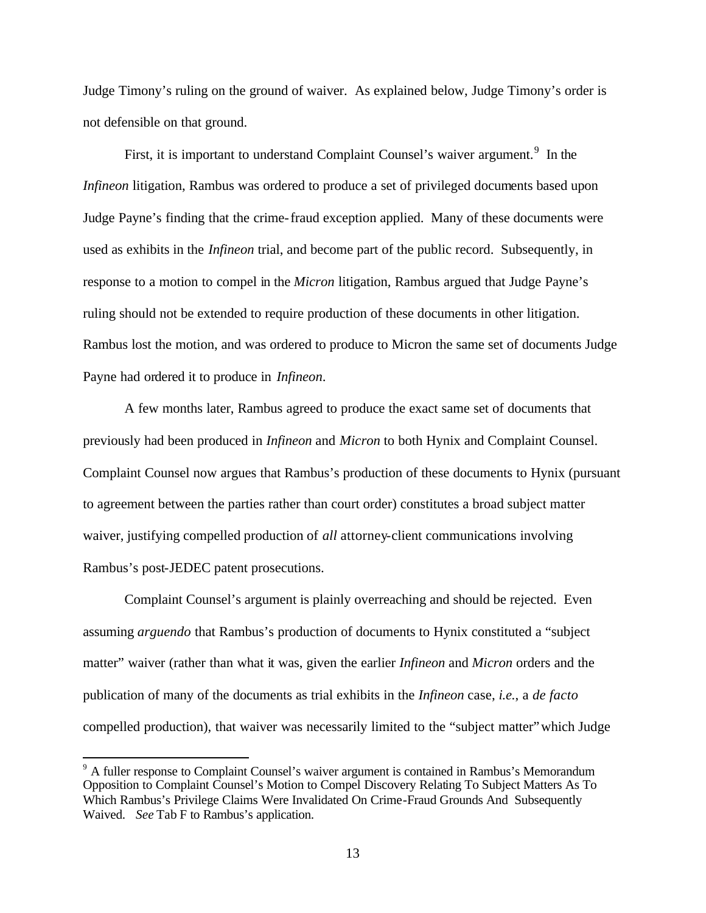Judge Timony's ruling on the ground of waiver. As explained below, Judge Timony's order is not defensible on that ground.

First, it is important to understand Complaint Counsel's waiver argument.[9] In the *Infineon* litigation, Rambus was ordered to produce a set of privileged documents based upon Judge Payne's finding that the crime-fraud exception applied. Many of these documents were used as exhibits in the *Infineon* trial, and become part of the public record. Subsequently, in response to a motion to compel in the *Micron* litigation, Rambus argued that Judge Payne's ruling should not be extended to require production of these documents in other litigation. Rambus lost the motion, and was ordered to produce to Micron the same set of documents Judge Payne had ordered it to produce in *Infineon*.

A few months later, Rambus agreed to produce the exact same set of documents that previously had been produced in *Infineon* and *Micron* to both Hynix and Complaint Counsel. Complaint Counsel now argues that Rambus's production of these documents to Hynix (pursuant to agreement between the parties rather than court order) constitutes a broad subject matter waiver, justifying compelled production of *all* attorney-client communications involving Rambus's post-JEDEC patent prosecutions.

Complaint Counsel's argument is plainly overreaching and should be rejected. Even assuming *arguendo* that Rambus's production of documents to Hynix constituted a "subject matter" waiver (rather than what it was, given the earlier *Infineon* and *Micron* orders and the publication of many of the documents as trial exhibits in the *Infineon* case, *i.e.*, a *de facto* compelled production), that waiver was necessarily limited to the "subject matter" which Judge

---

[9] A fuller response to Complaint Counsel's waiver argument is contained in Rambus's Memorandum Opposition to Complaint Counsel's Motion to Compel Discovery Relating To Subject Matters As To Which Rambus's Privilege Claims Were Invalidated On Crime-Fraud Grounds And Subsequently Waived. *See* Tab F to Rambus's application.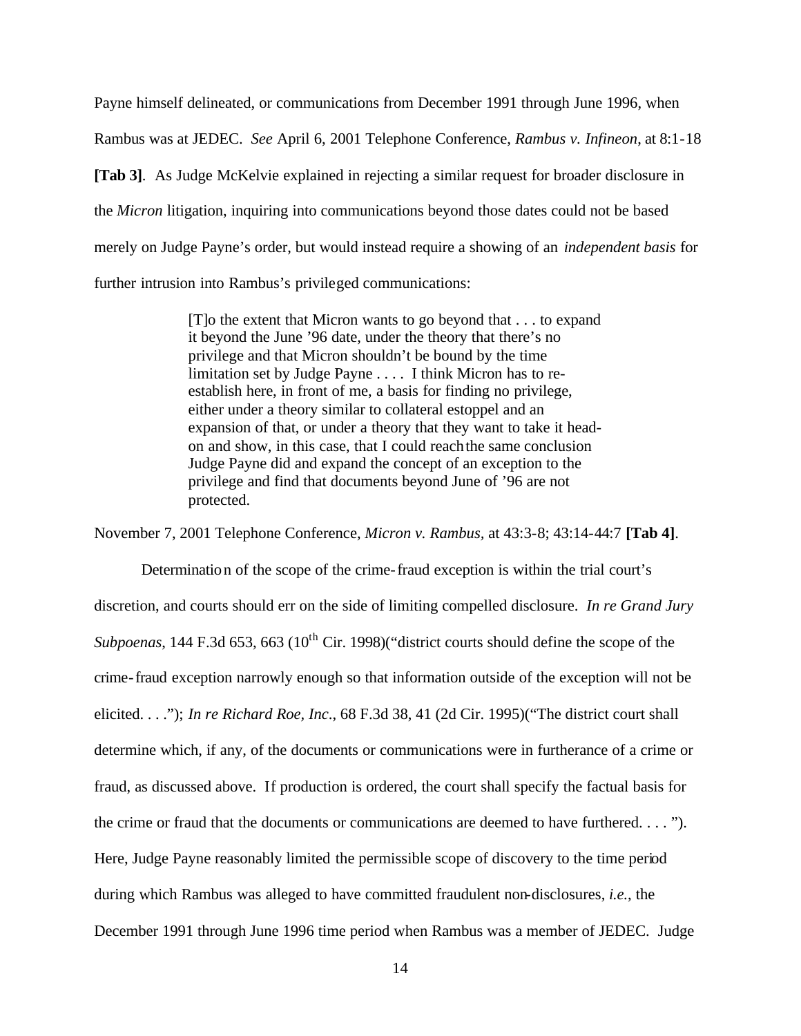Payne himself delineated, or communications from December 1991 through June 1996, when Rambus was at JEDEC. *See* April 6, 2001 Telephone Conference, *Rambus v. Infineon*, at 8:1-18 **[Tab 3]**. As Judge McKelvie explained in rejecting a similar request for broader disclosure in the *Micron* litigation, inquiring into communications beyond those dates could not be based merely on Judge Payne's order, but would instead require a showing of an *independent basis* for further intrusion into Rambus's privileged communications:

> [T]o the extent that Micron wants to go beyond that . . . to expand it beyond the June '96 date, under the theory that there's no privilege and that Micron shouldn't be bound by the time limitation set by Judge Payne . . . . I think Micron has to re-establish here, in front of me, a basis for finding no privilege, either under a theory similar to collateral estoppel and an expansion of that, or under a theory that they want to take it head-on and show, in this case, that I could reach the same conclusion Judge Payne did and expand the concept of an exception to the privilege and find that documents beyond June of '96 are not protected.

November 7, 2001 Telephone Conference, *Micron v. Rambus*, at 43:3-8; 43:14-44:7 **[Tab 4]**.

Determination of the scope of the crime-fraud exception is within the trial court's discretion, and courts should err on the side of limiting compelled disclosure. *In re Grand Jury Subpoenas*, 144 F.3d 653, 663 (10th Cir. 1998)("district courts should define the scope of the crime-fraud exception narrowly enough so that information outside of the exception will not be elicited. . . ."); *In re Richard Roe, Inc.*, 68 F.3d 38, 41 (2d Cir. 1995)("The district court shall determine which, if any, of the documents or communications were in furtherance of a crime or fraud, as discussed above. If production is ordered, the court shall specify the factual basis for the crime or fraud that the documents or communications are deemed to have furthered. . . . "). Here, Judge Payne reasonably limited the permissible scope of discovery to the time period during which Rambus was alleged to have committed fraudulent non-disclosures, *i.e.*, the December 1991 through June 1996 time period when Rambus was a member of JEDEC. Judge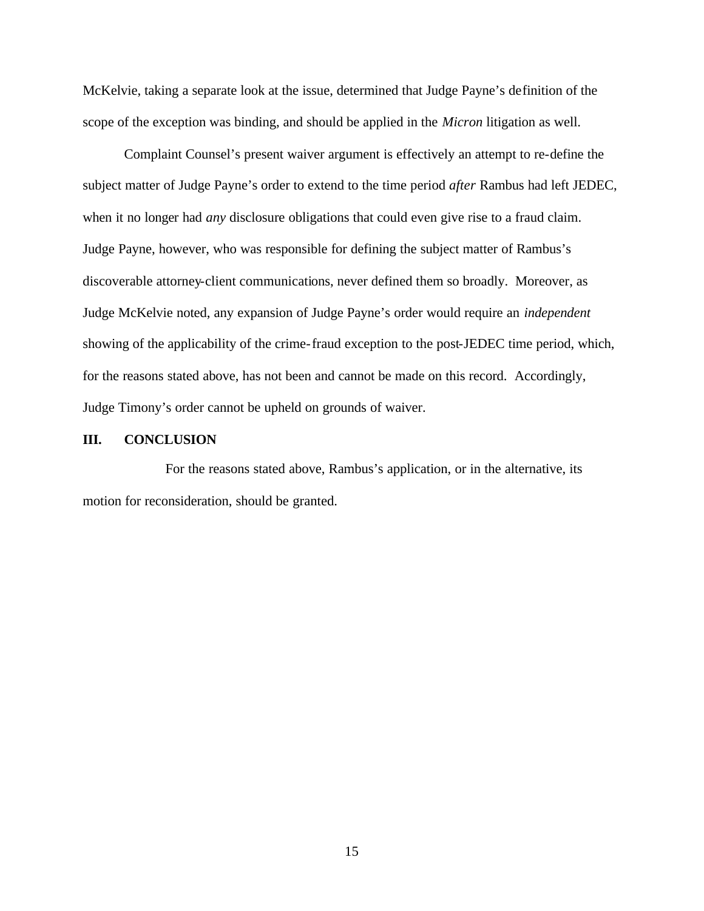McKelvie, taking a separate look at the issue, determined that Judge Payne's definition of the scope of the exception was binding, and should be applied in the *Micron* litigation as well.

Complaint Counsel's present waiver argument is effectively an attempt to re-define the subject matter of Judge Payne's order to extend to the time period *after* Rambus had left JEDEC, when it no longer had *any* disclosure obligations that could even give rise to a fraud claim. Judge Payne, however, who was responsible for defining the subject matter of Rambus's discoverable attorney-client communications, never defined them so broadly. Moreover, as Judge McKelvie noted, any expansion of Judge Payne's order would require an *independent* showing of the applicability of the crime-fraud exception to the post-JEDEC time period, which, for the reasons stated above, has not been and cannot be made on this record. Accordingly, Judge Timony's order cannot be upheld on grounds of waiver.

## III. CONCLUSION

For the reasons stated above, Rambus's application, or in the alternative, its motion for reconsideration, should be granted.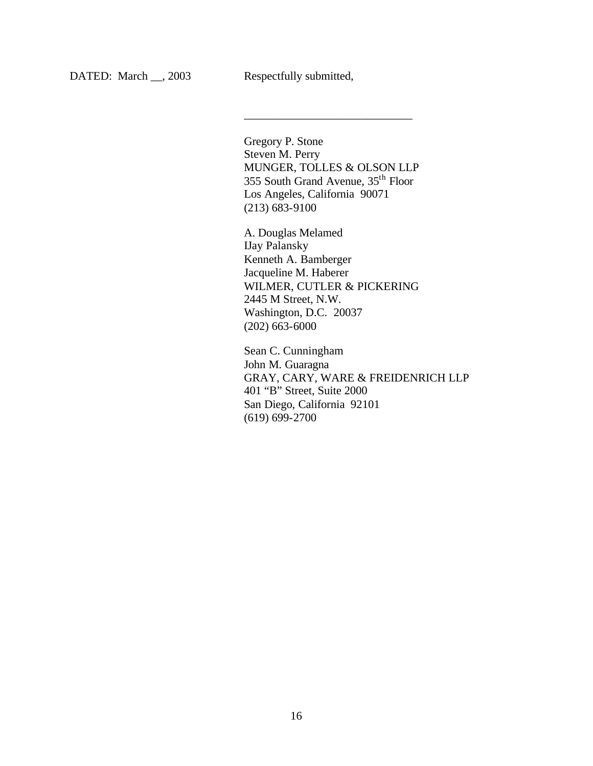DATED: March __, 2003 Respectfully submitted,

\_\_\_\_\_\_\_\_\_\_\_\_\_\_\_\_\_\_\_\_\_\_\_\_\_\_\_\_\_\_

Gregory P. Stone
Steven M. Perry
MUNGER, TOLLES & OLSON LLP
355 South Grand Avenue, 35th Floor
Los Angeles, California 90071
(213) 683-9100

A. Douglas Melamed
IJay Palansky
Kenneth A. Bamberger
Jacqueline M. Haberer
WILMER, CUTLER & PICKERING
2445 M Street, N.W.
Washington, D.C. 20037
(202) 663-6000

Sean C. Cunningham
John M. Guaragna
GRAY, CARY, WARE & FREIDENRICH LLP
401 "B" Street, Suite 2000
San Diego, California 92101
(619) 699-2700